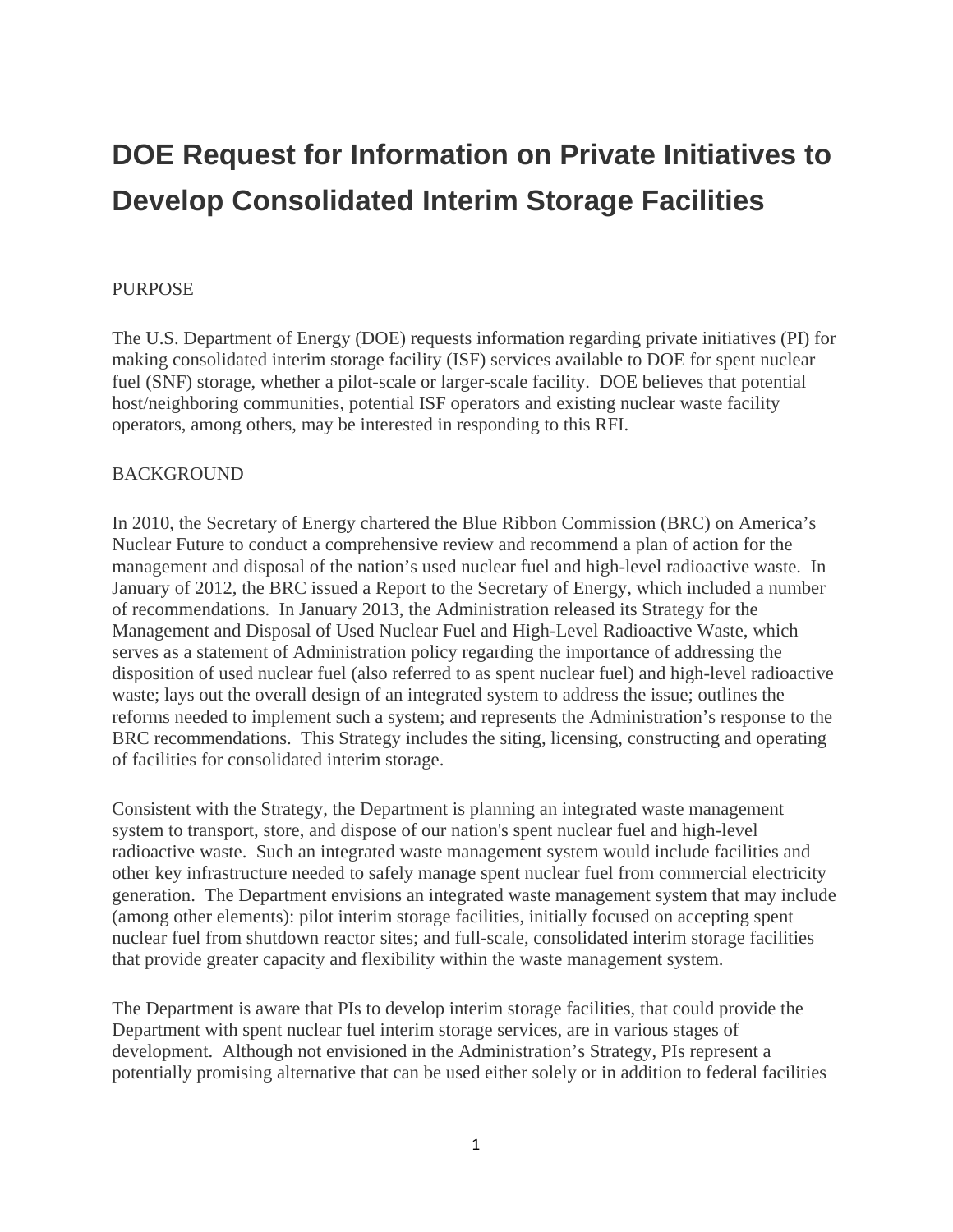# DOE Request for Information on Private Initiatives to Develop Consolidated Interim Storage Facilities

PURPOSE

The U.S. Department of Energy (DOE) requests information regarding private initiatives (PI) for making consolidated interim storage facility (ISF) services available to DOE for spent nuclear fuel (SNF) storage, whether a pilot-scale or larger-scale facility. DOE believes that potential host/neighboring communities, potential ISF operators and existing nuclear waste facility operators, among others, may be interested in responding to this RFI.

BACKGROUND

In 2010, the Secretary of Energy chartered the Blue Ribbon Commission (BRC) on America's Nuclear Future to conduct a comprehensive review and recommend a plan of action for the management and disposal of the nation's used nuclear fuel and high-level radioactive waste. In January of 2012, the BRC issued a Report to the Secretary of Energy, which included a number of recommendations. In January 2013, the Administration released its Strategy for the Management and Disposal of Used Nuclear Fuel and High-Level Radioactive Waste, which serves as a statement of Administration policy regarding the importance of addressing the disposition of used nuclear fuel (also referred to as spent nuclear fuel) and high-level radioactive waste; lays out the overall design of an integrated system to address the issue; outlines the reforms needed to implement such a system; and represents the Administration's response to the BRC recommendations. This Strategy includes the siting, licensing, constructing and operating of facilities for consolidated interim storage.

Consistent with the Strategy, the Department is planning an integrated waste management system to transport, store, and dispose of our nation's spent nuclear fuel and high-level radioactive waste. Such an integrated waste management system would include facilities and other key infrastructure needed to safely manage spent nuclear fuel from commercial electricity generation. The Department envisions an integrated waste management system that may include (among other elements): pilot interim storage facilities, initially focused on accepting spent nuclear fuel from shutdown reactor sites; and full-scale, consolidated interim storage facilities that provide greater capacity and flexibility within the waste management system.

The Department is aware that PIs to develop interim storage facilities, that could provide the Department with spent nuclear fuel interim storage services, are in various stages of development. Although not envisioned in the Administration's Strategy, PIs represent a potentially promising alternative that can be used either solely or in addition to federal facilities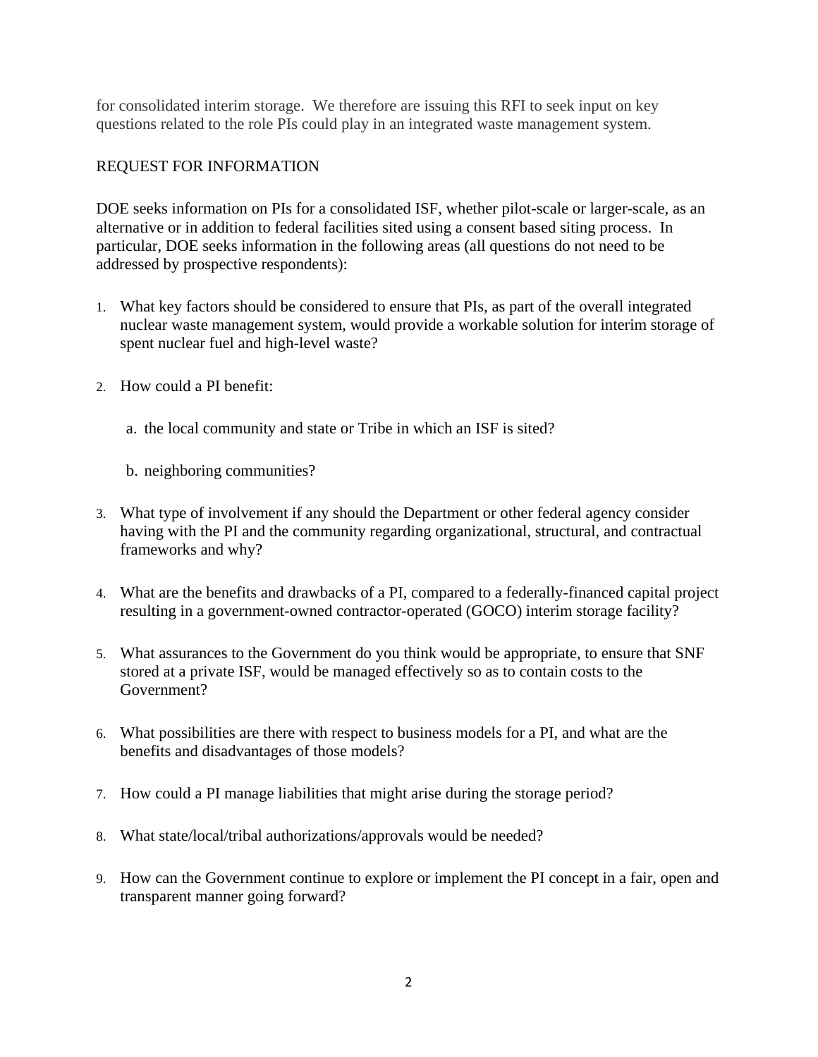for consolidated interim storage. We therefore are issuing this RFI to seek input on key questions related to the role PIs could play in an integrated waste management system.

## REQUEST FOR INFORMATION

DOE seeks information on PIs for a consolidated ISF, whether pilot-scale or larger-scale, as an alternative or in addition to federal facilities sited using a consent based siting process. In particular, DOE seeks information in the following areas (all questions do not need to be addressed by prospective respondents):

1. What key factors should be considered to ensure that PIs, as part of the overall integrated nuclear waste management system, would provide a workable solution for interim storage of spent nuclear fuel and high-level waste?

2. How could a PI benefit:

   a. the local community and state or Tribe in which an ISF is sited?

   b. neighboring communities?

3. What type of involvement if any should the Department or other federal agency consider having with the PI and the community regarding organizational, structural, and contractual frameworks and why?

4. What are the benefits and drawbacks of a PI, compared to a federally-financed capital project resulting in a government-owned contractor-operated (GOCO) interim storage facility?

5. What assurances to the Government do you think would be appropriate, to ensure that SNF stored at a private ISF, would be managed effectively so as to contain costs to the Government?

6. What possibilities are there with respect to business models for a PI, and what are the benefits and disadvantages of those models?

7. How could a PI manage liabilities that might arise during the storage period?

8. What state/local/tribal authorizations/approvals would be needed?

9. How can the Government continue to explore or implement the PI concept in a fair, open and transparent manner going forward?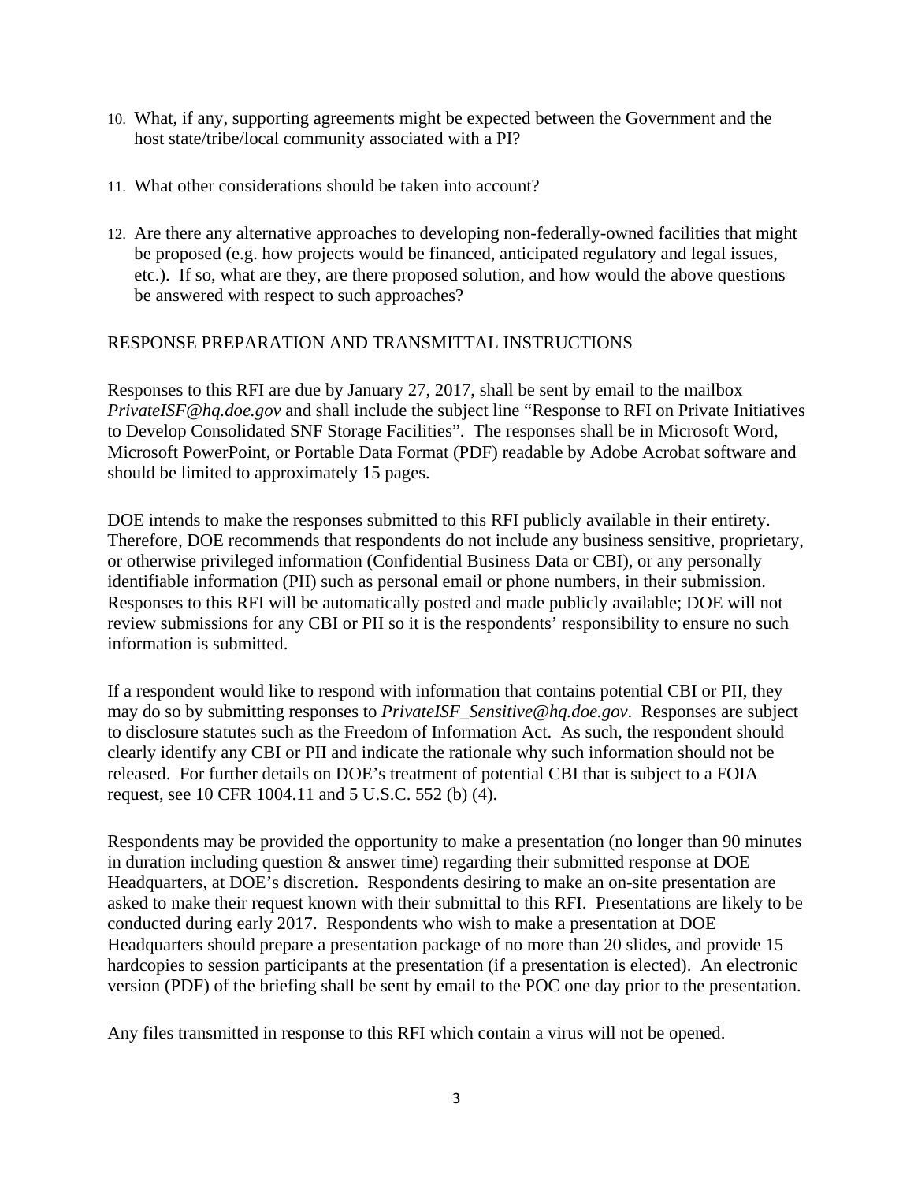10. What, if any, supporting agreements might be expected between the Government and the host state/tribe/local community associated with a PI?

11. What other considerations should be taken into account?

12. Are there any alternative approaches to developing non-federally-owned facilities that might be proposed (e.g. how projects would be financed, anticipated regulatory and legal issues, etc.). If so, what are they, are there proposed solution, and how would the above questions be answered with respect to such approaches?

## RESPONSE PREPARATION AND TRANSMITTAL INSTRUCTIONS

Responses to this RFI are due by January 27, 2017, shall be sent by email to the mailbox *PrivateISF@hq.doe.gov* and shall include the subject line "Response to RFI on Private Initiatives to Develop Consolidated SNF Storage Facilities". The responses shall be in Microsoft Word, Microsoft PowerPoint, or Portable Data Format (PDF) readable by Adobe Acrobat software and should be limited to approximately 15 pages.

DOE intends to make the responses submitted to this RFI publicly available in their entirety. Therefore, DOE recommends that respondents do not include any business sensitive, proprietary, or otherwise privileged information (Confidential Business Data or CBI), or any personally identifiable information (PII) such as personal email or phone numbers, in their submission. Responses to this RFI will be automatically posted and made publicly available; DOE will not review submissions for any CBI or PII so it is the respondents' responsibility to ensure no such information is submitted.

If a respondent would like to respond with information that contains potential CBI or PII, they may do so by submitting responses to *PrivateISF_Sensitive@hq.doe.gov*. Responses are subject to disclosure statutes such as the Freedom of Information Act. As such, the respondent should clearly identify any CBI or PII and indicate the rationale why such information should not be released. For further details on DOE's treatment of potential CBI that is subject to a FOIA request, see 10 CFR 1004.11 and 5 U.S.C. 552 (b) (4).

Respondents may be provided the opportunity to make a presentation (no longer than 90 minutes in duration including question & answer time) regarding their submitted response at DOE Headquarters, at DOE's discretion. Respondents desiring to make an on-site presentation are asked to make their request known with their submittal to this RFI. Presentations are likely to be conducted during early 2017. Respondents who wish to make a presentation at DOE Headquarters should prepare a presentation package of no more than 20 slides, and provide 15 hardcopies to session participants at the presentation (if a presentation is elected). An electronic version (PDF) of the briefing shall be sent by email to the POC one day prior to the presentation.

Any files transmitted in response to this RFI which contain a virus will not be opened.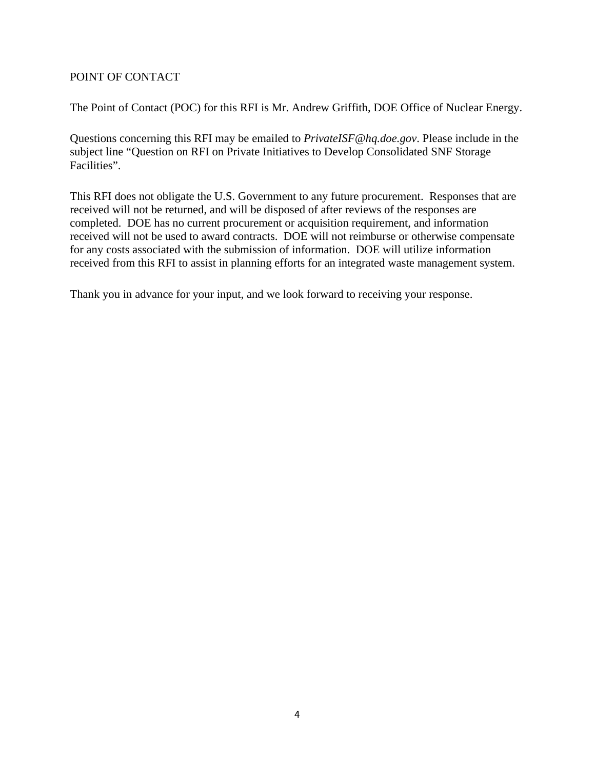## POINT OF CONTACT

The Point of Contact (POC) for this RFI is Mr. Andrew Griffith, DOE Office of Nuclear Energy.

Questions concerning this RFI may be emailed to *PrivateISF@hq.doe.gov*. Please include in the subject line "Question on RFI on Private Initiatives to Develop Consolidated SNF Storage Facilities".

This RFI does not obligate the U.S. Government to any future procurement. Responses that are received will not be returned, and will be disposed of after reviews of the responses are completed. DOE has no current procurement or acquisition requirement, and information received will not be used to award contracts. DOE will not reimburse or otherwise compensate for any costs associated with the submission of information. DOE will utilize information received from this RFI to assist in planning efforts for an integrated waste management system.

Thank you in advance for your input, and we look forward to receiving your response.